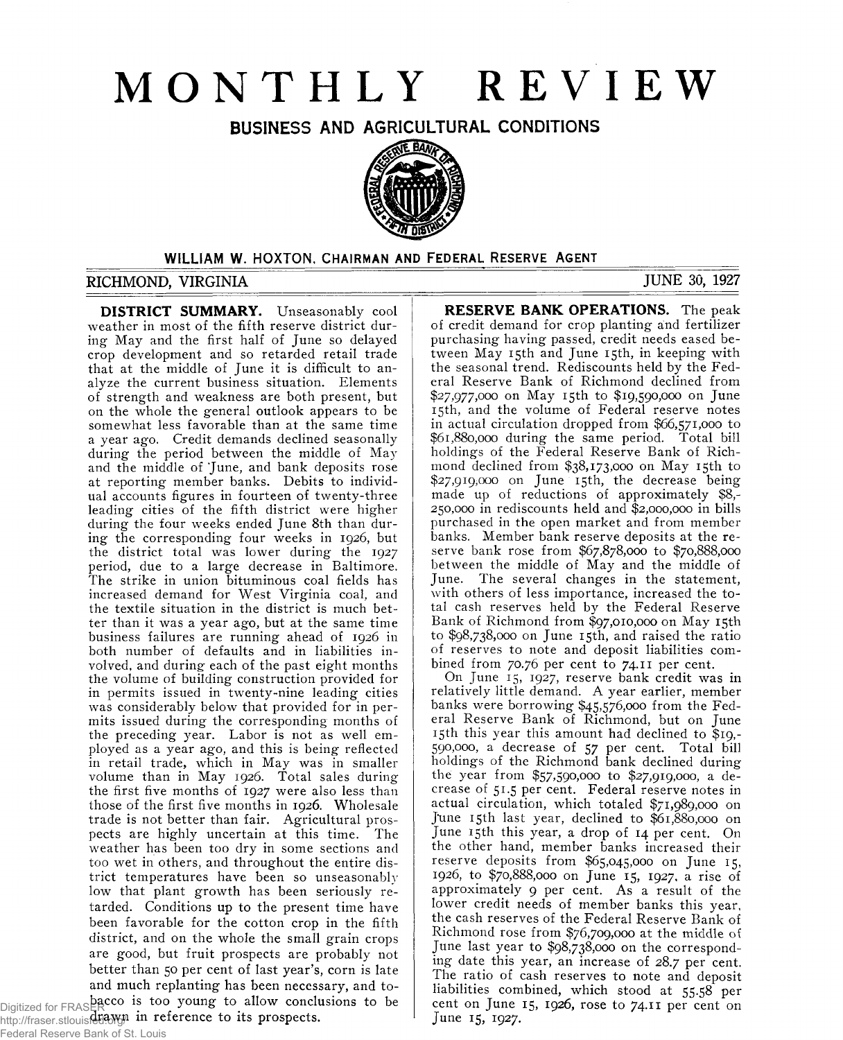# MONTHLY REVIEW

## BUSINESS AND AGRICULTURAL CONDITIONS

WILLIAM W. HOXTON, CHAIRMAN AND FEDERAL RESERVE AGENT

RICHMOND, VIRGINIA — JUNE 30, 1927

**DISTRICT SUMMARY.** Unseasonably cool weather in most of the fifth reserve district during May and the first half of June so delayed crop development and so retarded retail trade that at the middle of June it is difficult to analyze the current business situation. Elements of strength and weakness are both present, but on the whole the general outlook appears to be somewhat less favorable than at the same time a year ago. Credit demands declined seasonally during the period between the middle of May and the middle of June, and bank deposits rose at reporting member banks. Debits to individual accounts figures in fourteen of twenty-three leading cities of the fifth district were higher during the four weeks ended June 8th than during the corresponding four weeks in 1926, but the district total was lower during the 1927 period, due to a large decrease in Baltimore. The strike in union bituminous coal fields has increased demand for West Virginia coal, and the textile situation in the district is much better than it was a year ago, but at the same time business failures are running ahead of 1926 in both number of defaults and in liabilities involved, and during each of the past eight months the volume of building construction provided for in permits issued in twenty-nine leading cities was considerably below that provided for in permits issued during the corresponding months of the preceding year. Labor is not as well employed as a year ago, and this is being reflected in retail trade, which in May was in smaller volume than in May 1926. Total sales during the first five months of 1927 were also less than those of the first five months in 1926. Wholesale trade is not better than fair. Agricultural prospects are highly uncertain at this time. The weather has been too dry in some sections and too wet in others, and throughout the entire district temperatures have been so unseasonably low that plant growth has been seriously retarded. Conditions up to the present time have been favorable for the cotton crop in the fifth district, and on the whole the small grain crops are good, but fruit prospects are probably not better than 50 per cent of last year's, corn is late and much replanting has been necessary, and tobacco is too young to allow conclusions to be drawn in reference to its prospects.

**RESERVE BANK OPERATIONS.** The peak of credit demand for crop planting and fertilizer purchasing having passed, credit needs eased between May 15th and June 15th, in keeping with the seasonal trend. Rediscounts held by the Federal Reserve Bank of Richmond declined from $27,977,000 on May 15th to $19,590,000 on June 15th, and the volume of Federal reserve notes in actual circulation dropped from $66,571,000 to $61,880,000 during the same period. Total bill holdings of the Federal Reserve Bank of Richmond declined from $38,173,000 on May 15th to $27,919,000 on June 15th, the decrease being made up of reductions of approximately $8,250,000 in rediscounts held and $2,000,000 in bills purchased in the open market and from member banks. Member bank reserve deposits at the reserve bank rose from $67,878,000 to $70,888,000 between the middle of May and the middle of June. The several changes in the statement, with others of less importance, increased the total cash reserves held by the Federal Reserve Bank of Richmond from $97,010,000 on May 15th to $98,738,000 on June 15th, and raised the ratio of reserves to note and deposit liabilities combined from 70.76 per cent to 74.11 per cent.

On June 15, 1927, reserve bank credit was in relatively little demand. A year earlier, member banks were borrowing $45,576,000 from the Federal Reserve Bank of Richmond, but on June 15th this year this amount had declined to $19,590,000, a decrease of 57 per cent. Total bill holdings of the Richmond bank declined during the year from $57,590,000 to $27,919,000, a decrease of 51.5 per cent. Federal reserve notes in actual circulation, which totaled $71,989,000 on June 15th last year, declined to $61,880,000 on June 15th this year, a drop of 14 per cent. On the other hand, member banks increased their reserve deposits from $65,045,000 on June 15, 1926, to $70,888,000 on June 15, 1927, a rise of approximately 9 per cent. As a result of the lower credit needs of member banks this year, the cash reserves of the Federal Reserve Bank of Richmond rose from $76,709,000 at the middle of June last year to $98,738,000 on the corresponding date this year, an increase of 28.7 per cent. The ratio of cash reserves to note and deposit liabilities combined, which stood at 55.58 per cent on June 15, 1926, rose to 74.11 per cent on June 15, 1927.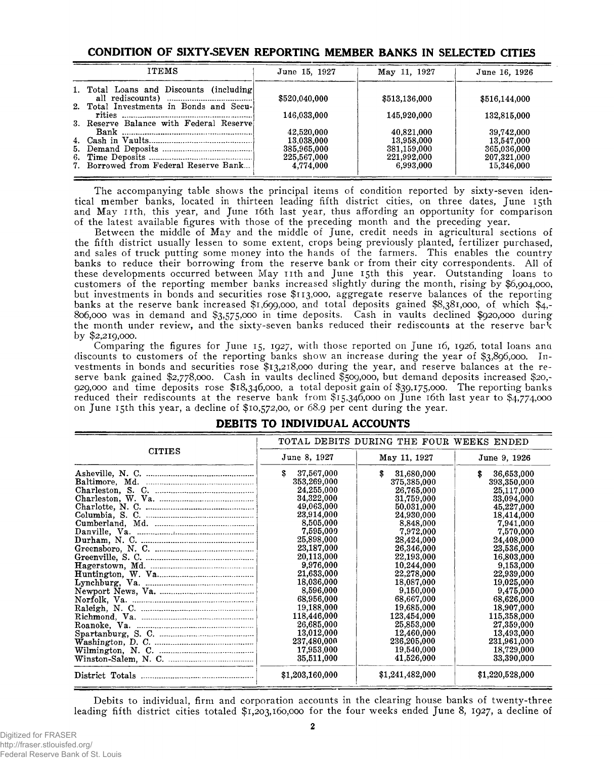## CONDITION OF SIXTY-SEVEN REPORTING MEMBER BANKS IN SELECTED CITIES

| ITEMS | June 15, 1927 | May 11, 1927 | June 16, 1926 |
|---|---|---|---|
| 1. Total Loans and Discounts (including all rediscounts) | $520,040,000 | $513,136,000 | $516,144,000 |
| 2. Total Investments in Bonds and Securities | 146,033,000 | 145,920,000 | 132,815,000 |
| 3. Reserve Balance with Federal Reserve Bank | 42,520,000 | 40,821,000 | 39,742,000 |
| 4. Cash in Vaults | 13,038,000 | 13,958,000 | 13,547,000 |
| 5. Demand Deposits | 385,965,000 | 381,159,000 | 365,036,000 |
| 6. Time Deposits | 225,567,000 | 221,992,000 | 207,321,000 |
| 7. Borrowed from Federal Reserve Bank | 4,774,000 | 6,993,000 | 15,346,000 |

The accompanying table shows the principal items of condition reported by sixty-seven identical member banks, located in thirteen leading fifth district cities, on three dates, June 15th and May 11th, this year, and June 16th last year, thus affording an opportunity for comparison of the latest available figures with those of the preceding month and the preceding year.

Between the middle of May and the middle of June, credit needs in agricultural sections of the fifth district usually lessen to some extent, crops being previously planted, fertilizer purchased, and sales of truck putting some money into the hands of the farmers. This enables the country banks to reduce their borrowing from the reserve bank or from their city correspondents. All of these developments occurred between May 11th and June 15th this year. Outstanding loans to customers of the reporting member banks increased slightly during the month, rising by $6,904,000, but investments in bonds and securities rose $113,000, aggregate reserve balances of the reporting banks at the reserve bank increased $1,699,000, and total deposits gained $8,381,000, of which $4,806,000 was in demand and $3,575,000 in time deposits. Cash in vaults declined $920,000 during the month under review, and the sixty-seven banks reduced their rediscounts at the reserve bank by $2,219,000.

Comparing the figures for June 15, 1927, with those reported on June 16, 1926, total loans and discounts to customers of the reporting banks show an increase during the year of $3,896,000. Investments in bonds and securities rose $13,218,000 during the year, and reserve balances at the reserve bank gained $2,778,000. Cash in vaults declined $509,000, but demand deposits increased $20,929,000 and time deposits rose $18,346,000, a total deposit gain of $39,175,000. The reporting banks reduced their rediscounts at the reserve bank from $15,346,000 on June 16th last year to $4,774,000 on June 15th this year, a decline of $10,572,00, or 68.9 per cent during the year.

## DEBITS TO INDIVIDUAL ACCOUNTS

| CITIES | TOTAL DEBITS DURING THE FOUR WEEKS ENDED | | |
|---|---|---|---|
| | June 8, 1927 | May 11, 1927 | June 9, 1926 |
| Asheville, N. C. | $ 37,567,000 | $ 31,680,000 | $ 36,653,000 |
| Baltimore, Md. | 353,269,000 | 375,385,000 | 393,350,000 |
| Charleston, S. C. | 24,255,000 | 26,765,000 | 25,117,000 |
| Charleston, W. Va. | 34,322,000 | 31,759,000 | 33,094,000 |
| Charlotte, N. C. | 49,063,000 | 50,031,000 | 45,227,000 |
| Columbia, S. C. | 23,914,000 | 24,930,000 | 18,414,000 |
| Cumberland, Md. | 8,505,000 | 8,848,000 | 7,941,000 |
| Danville, Va. | 7,595,000 | 7,972,000 | 7,570,000 |
| Durham, N. C. | 25,898,000 | 28,424,000 | 24,408,000 |
| Greensboro, N. C. | 23,187,000 | 26,346,000 | 23,536,000 |
| Greenville, S. C. | 20,113,000 | 22,193,000 | 16,803,000 |
| Hagerstown, Md. | 9,976,000 | 10,244,000 | 9,153,000 |
| Huntington, W. Va. | 21,633,000 | 22,278,000 | 22,939,000 |
| Lynchburg, Va. | 18,036,000 | 18,087,000 | 19,025,000 |
| Newport News, Va. | 8,596,000 | 9,150,000 | 9,475,000 |
| Norfolk, Va. | 68,956,000 | 68,667,000 | 68,626,000 |
| Raleigh, N. C. | 19,188,000 | 19,685,000 | 18,907,000 |
| Richmond, Va. | 118,446,000 | 123,454,000 | 115,358,000 |
| Roanoke, Va. | 26,685,000 | 25,853,000 | 27,359,000 |
| Spartanburg, S. C. | 13,012,000 | 12,460,000 | 13,493,000 |
| Washington, D. C. | 237,480,000 | 236,205,000 | 231,961,000 |
| Wilmington, N. C. | 17,953,000 | 19,540,000 | 18,729,000 |
| Winston-Salem, N. C. | 35,511,000 | 41,526,000 | 33,390,000 |
| District Totals | $1,203,160,000 | $1,241,482,000 | $1,220,528,000 |

Debits to individual, firm and corporation accounts in the clearing house banks of twenty-three leading fifth district cities totaled $1,203,160,000 for the four weeks ended June 8, 1927, a decline of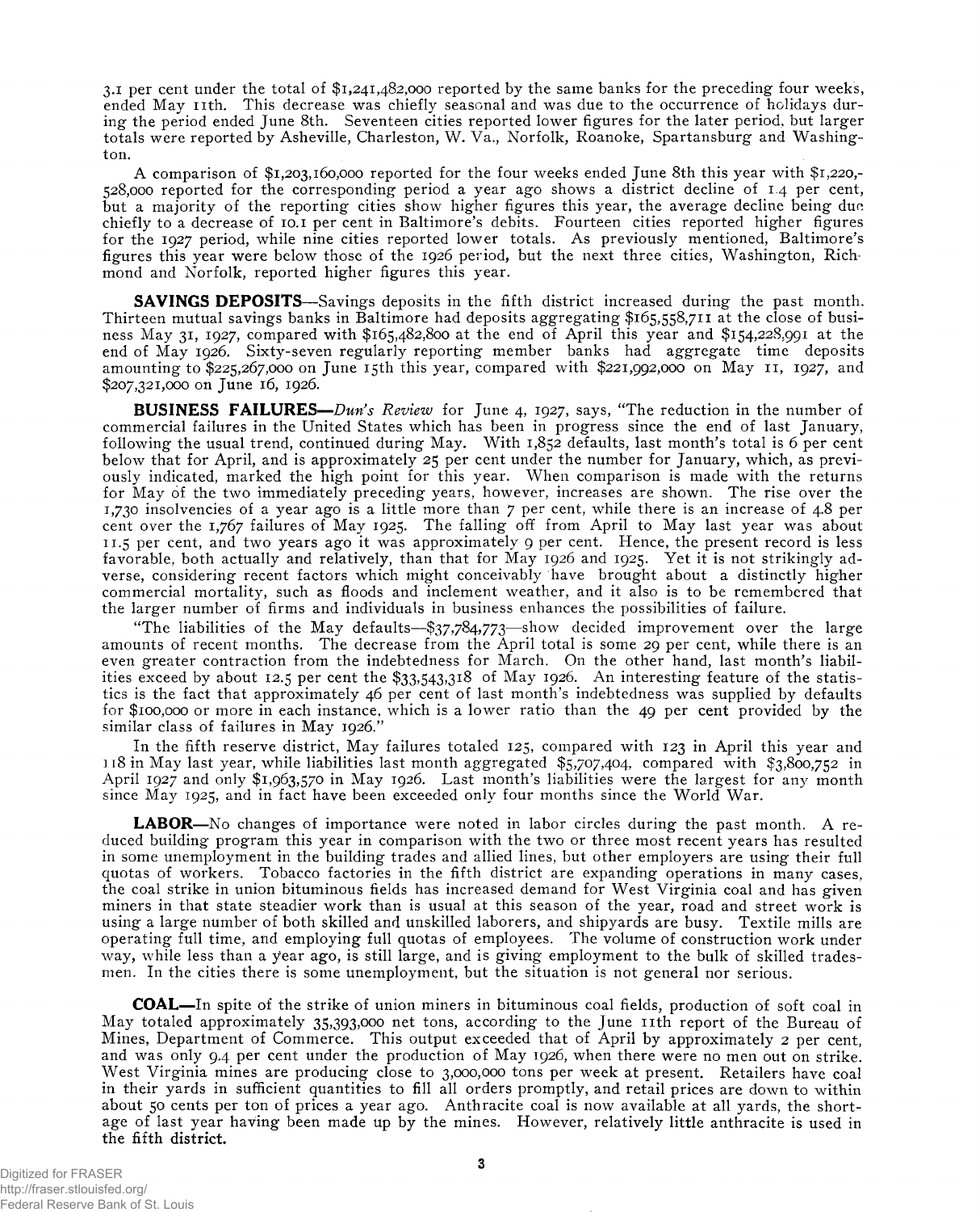3.1 per cent under the total of $1,241,482,000 reported by the same banks for the preceding four weeks, ended May 11th. This decrease was chiefly seasonal and was due to the occurrence of holidays during the period ended June 8th. Seventeen cities reported lower figures for the later period, but larger totals were reported by Asheville, Charleston, W. Va., Norfolk, Roanoke, Spartansburg and Washington.

A comparison of $1,203,160,000 reported for the four weeks ended June 8th this year with $1,220,528,000 reported for the corresponding period a year ago shows a district decline of 1.4 per cent, but a majority of the reporting cities show higher figures this year, the average decline being due chiefly to a decrease of 10.1 per cent in Baltimore's debits. Fourteen cities reported higher figures for the 1927 period, while nine cities reported lower totals. As previously mentioned, Baltimore's figures this year were below those of the 1926 period, but the next three cities, Washington, Richmond and Norfolk, reported higher figures this year.

**SAVINGS DEPOSITS**—Savings deposits in the fifth district increased during the past month. Thirteen mutual savings banks in Baltimore had deposits aggregating $165,558,711 at the close of business May 31, 1927, compared with $165,482,800 at the end of April this year and $154,228,991 at the end of May 1926. Sixty-seven regularly reporting member banks had aggregate time deposits amounting to $225,267,000 on June 15th this year, compared with $221,992,000 on May 11, 1927, and $207,321,000 on June 16, 1926.

**BUSINESS FAILURES**—*Dun's Review* for June 4, 1927, says, "The reduction in the number of commercial failures in the United States which has been in progress since the end of last January, following the usual trend, continued during May. With 1,852 defaults, last month's total is 6 per cent below that for April, and is approximately 25 per cent under the number for January, which, as previously indicated, marked the high point for this year. When comparison is made with the returns for May of the two immediately preceding years, however, increases are shown. The rise over the 1,730 insolvencies of a year ago is a little more than 7 per cent, while there is an increase of 4.8 per cent over the 1,767 failures of May 1925. The falling off from April to May last year was about 11.5 per cent, and two years ago it was approximately 9 per cent. Hence, the present record is less favorable, both actually and relatively, than that for May 1926 and 1925. Yet it is not strikingly adverse, considering recent factors which might conceivably have brought about a distinctly higher commercial mortality, such as floods and inclement weather, and it also is to be remembered that the larger number of firms and individuals in business enhances the possibilities of failure.

"The liabilities of the May defaults—$37,784,773—show decided improvement over the large amounts of recent months. The decrease from the April total is some 29 per cent, while there is an even greater contraction from the indebtedness for March. On the other hand, last month's liabilities exceed by about 12.5 per cent the $33,543,318 of May 1926. An interesting feature of the statistics is the fact that approximately 46 per cent of last month's indebtedness was supplied by defaults for $100,000 or more in each instance, which is a lower ratio than the 49 per cent provided by the similar class of failures in May 1926."

In the fifth reserve district, May failures totaled 125, compared with 123 in April this year and 118 in May last year, while liabilities last month aggregated $5,707,404, compared with $3,800,752 in April 1927 and only $1,963,570 in May 1926. Last month's liabilities were the largest for any month since May 1925, and in fact have been exceeded only four months since the World War.

**LABOR**—No changes of importance were noted in labor circles during the past month. A reduced building program this year in comparison with the two or three most recent years has resulted in some unemployment in the building trades and allied lines, but other employers are using their full quotas of workers. Tobacco factories in the fifth district are expanding operations in many cases, the coal strike in union bituminous fields has increased demand for West Virginia coal and has given miners in that state steadier work than is usual at this season of the year, road and street work is using a large number of both skilled and unskilled laborers, and shipyards are busy. Textile mills are operating full time, and employing full quotas of employees. The volume of construction work under way, while less than a year ago, is still large, and is giving employment to the bulk of skilled tradesmen. In the cities there is some unemployment, but the situation is not general nor serious.

**COAL**—In spite of the strike of union miners in bituminous coal fields, production of soft coal in May totaled approximately 35,393,000 net tons, according to the June 11th report of the Bureau of Mines, Department of Commerce. This output exceeded that of April by approximately 2 per cent, and was only 9.4 per cent under the production of May 1926, when there were no men out on strike. West Virginia mines are producing close to 3,000,000 tons per week at present. Retailers have coal in their yards in sufficient quantities to fill all orders promptly, and retail prices are down to within about 50 cents per ton of prices a year ago. Anthracite coal is now available at all yards, the shortage of last year having been made up by the mines. However, relatively little anthracite is used in the fifth district.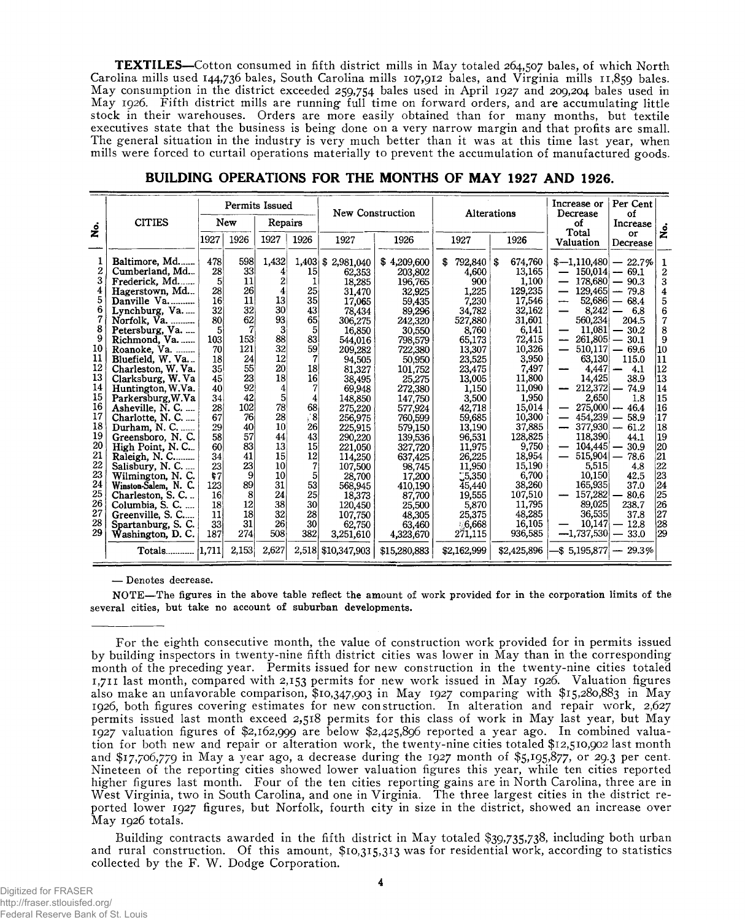**TEXTILES**—Cotton consumed in fifth district mills in May totaled 264,507 bales, of which North Carolina mills used 144,736 bales, South Carolina mills 107,912 bales, and Virginia mills 11,859 bales. May consumption in the district exceeded 259,754 bales used in April 1927 and 209,204 bales used in May 1926. Fifth district mills are running full time on forward orders, and are accumulating little stock in their warehouses. Orders are more easily obtained than for many months, but textile executives state that the business is being done on a very narrow margin and that profits are small. The general situation in the industry is very much better than it was at this time last year, when mills were forced to curtail operations materially to prevent the accumulation of manufactured goods.

## BUILDING OPERATIONS FOR THE MONTHS OF MAY 1927 AND 1926.

| No. | CITIES | Permits Issued | | | | New Construction | | Alterations | | Increase or Decrease of Total Valuation | Per Cent of Increase or Decrease | No. |
|---|---|---|---|---|---|---|---|---|---|---|---|---|
| | | New | | Repairs | | | | | | | | |
| | | 1927 | 1926 | 1927 | 1926 | 1927 | 1926 | 1927 | 1926 | | | |
| 1 | Baltimore, Md. | 478 | 598 | 1,432 | 1,403 | $ 2,981,040 | $ 4,209,600 | $ 792,840 | $ 674,760 | $—1,110,480 | — 22.7% | 1 |
| 2 | Cumberland, Md. | 28 | 33 | 4 | 15 | 62,353 | 203,802 | 4,600 | 13,165 | — 150,014 | — 69.1 | 2 |
| 3 | Frederick, Md. | 5 | 11 | 2 | 1 | 18,285 | 196,765 | 900 | 1,100 | — 178,680 | — 90.3 | 3 |
| 4 | Hagerstown, Md. | 28 | 26 | 4 | 25 | 31,470 | 32,925 | 1,225 | 129,235 | — 129,465 | — 79.8 | 4 |
| 5 | Danville Va. | 16 | 11 | 13 | 35 | 17,065 | 59,435 | 7,230 | 17,546 | — 52,686 | — 68.4 | 5 |
| 6 | Lynchburg, Va. | 32 | 32 | 30 | 43 | 78,434 | 89,296 | 34,782 | 32,162 | — 8,242 | — 6.8 | 6 |
| 7 | Norfolk, Va. | 80 | 62 | 93 | 65 | 306,275 | 242,320 | 527,880 | 31,601 | 560,234 | 204.5 | 7 |
| 8 | Petersburg, Va. | 5 | 7 | 3 | 5 | 16,850 | 30,550 | 8,760 | 6,141 | — 11,081 | — 30.2 | 8 |
| 9 | Richmond, Va. | 103 | 153 | 88 | 83 | 544,016 | 798,579 | 65,173 | 72,415 | — 261,805 | — 30.1 | 9 |
| 10 | Roanoke, Va. | 70 | 121 | 32 | 59 | 209,282 | 722,380 | 13,307 | 10,326 | — 510,117 | — 69.6 | 10 |
| 11 | Bluefield, W. Va. | 18 | 24 | 12 | 7 | 94,505 | 50,950 | 23,525 | 3,950 | 63,130 | 115.0 | 11 |
| 12 | Charleston, W. Va. | 35 | 55 | 20 | 18 | 81,327 | 101,752 | 23,475 | 7,497 | — 4,447 | — 4.1 | 12 |
| 13 | Clarksburg, W. Va | 45 | 23 | 18 | 16 | 38,495 | 25,275 | 13,005 | 11,800 | 14,425 | 38.9 | 13 |
| 14 | Huntington, W.Va. | 40 | 92 | 4 | 7 | 69,948 | 272,380 | 1,150 | 11,090 | — 212,372 | — 74.9 | 14 |
| 15 | Parkersburg,W.Va | 34 | 42 | 5 | 4 | 148,850 | 147,750 | 3,500 | 1,950 | 2,650 | 1.8 | 15 |
| 16 | Asheville, N. C. | 28 | 102 | 78 | 68 | 275,220 | 577,924 | 42,718 | 15,014 | — 275,000 | — 46.4 | 16 |
| 17 | Charlotte, N. C. | 67 | 76 | 28 | 8 | 256,975 | 760,599 | 59,685 | 10,300 | — 454,239 | — 58.9 | 17 |
| 18 | Durham, N. C. | 29 | 40 | 10 | 26 | 225,915 | 579,150 | 13,190 | 37,885 | — 377,930 | — 61.2 | 18 |
| 19 | Greensboro, N. C. | 58 | 57 | 44 | 43 | 290,220 | 139,536 | 96,531 | 128,825 | 118,390 | 44.1 | 19 |
| 20 | High Point, N. C. | 60 | 83 | 13 | 15 | 221,050 | 327,720 | 11,975 | 9,750 | — 104,445 | — 30.9 | 20 |
| 21 | Raleigh, N. C. | 34 | 41 | 15 | 12 | 114,250 | 637,425 | 26,225 | 18,954 | — 515,904 | — 78.6 | 21 |
| 22 | Salisbury, N. C. | 23 | 23 | 10 | 7 | 107,500 | 98,745 | 11,950 | 15,190 | 5,515 | 4.8 | 22 |
| 23 | Wilmington, N. C. | 7 | 9 | 10 | 5 | 28,700 | 17,200 | 5,350 | 6,700 | 10,150 | 42.5 | 23 |
| 24 | Winston-Salem, N. C. | 123 | 89 | 31 | 53 | 568,945 | 410,190 | 45,440 | 38,260 | 165,935 | 37.0 | 24 |
| 25 | Charleston, S. C. | 16 | 8 | 24 | 25 | 18,373 | 87,700 | 19,555 | 107,510 | — 157,282 | — 80.6 | 25 |
| 26 | Columbia, S. C. | 18 | 12 | 38 | 30 | 120,450 | 25,500 | 5,870 | 11,795 | 89,025 | 238.7 | 26 |
| 27 | Greenville, S. C. | 11 | 18 | 32 | 28 | 107,750 | 48,305 | 25,375 | 48,285 | 36,535 | 37.8 | 27 |
| 28 | Spartanburg, S. C. | 33 | 31 | 26 | 30 | 62,750 | 63,460 | 6,668 | 16,105 | — 10,147 | — 12.8 | 28 |
| 29 | Washington, D. C. | 187 | 274 | 508 | 382 | 3,251,610 | 4,323,670 | 271,115 | 936,585 | —1,737,530 | — 33.0 | 29 |
| | Totals | 1,711 | 2,153 | 2,627 | 2,518 | $10,347,903 | $15,280,883 | $2,162,999 | $2,425,896 | —$ 5,195,877 | — 29.3% | |

— Denotes decrease.

NOTE—The figures in the above table reflect the amount of work provided for in the corporation limits of the several cities, but take no account of suburban developments.

For the eighth consecutive month, the value of construction work provided for in permits issued by building inspectors in twenty-nine fifth district cities was lower in May than in the corresponding month of the preceding year. Permits issued for new construction in the twenty-nine cities totaled 1,711 last month, compared with 2,153 permits for new work issued in May 1926. Valuation figures also make an unfavorable comparison, $10,347,903 in May 1927 comparing with $15,280,883 in May 1926, both figures covering estimates for new construction. In alteration and repair work, 2,627 permits issued last month exceed 2,518 permits for this class of work in May last year, but May 1927 valuation figures of $2,162,999 are below $2,425,896 reported a year ago. In combined valuation for both new and repair or alteration work, the twenty-nine cities totaled $12,510,902 last month and $17,706,779 in May a year ago, a decrease during the 1927 month of $5,195,877, or 29.3 per cent. Nineteen of the reporting cities showed lower valuation figures this year, while ten cities reported higher figures last month. Four of the ten cities reporting gains are in North Carolina, three are in West Virginia, two in South Carolina, and one in Virginia. The three largest cities in the district reported lower 1927 figures, but Norfolk, fourth city in size in the district, showed an increase over May 1926 totals.

Building contracts awarded in the fifth district in May totaled $39,735,738, including both urban and rural construction. Of this amount, $10,315,313 was for residential work, according to statistics collected by the F. W. Dodge Corporation.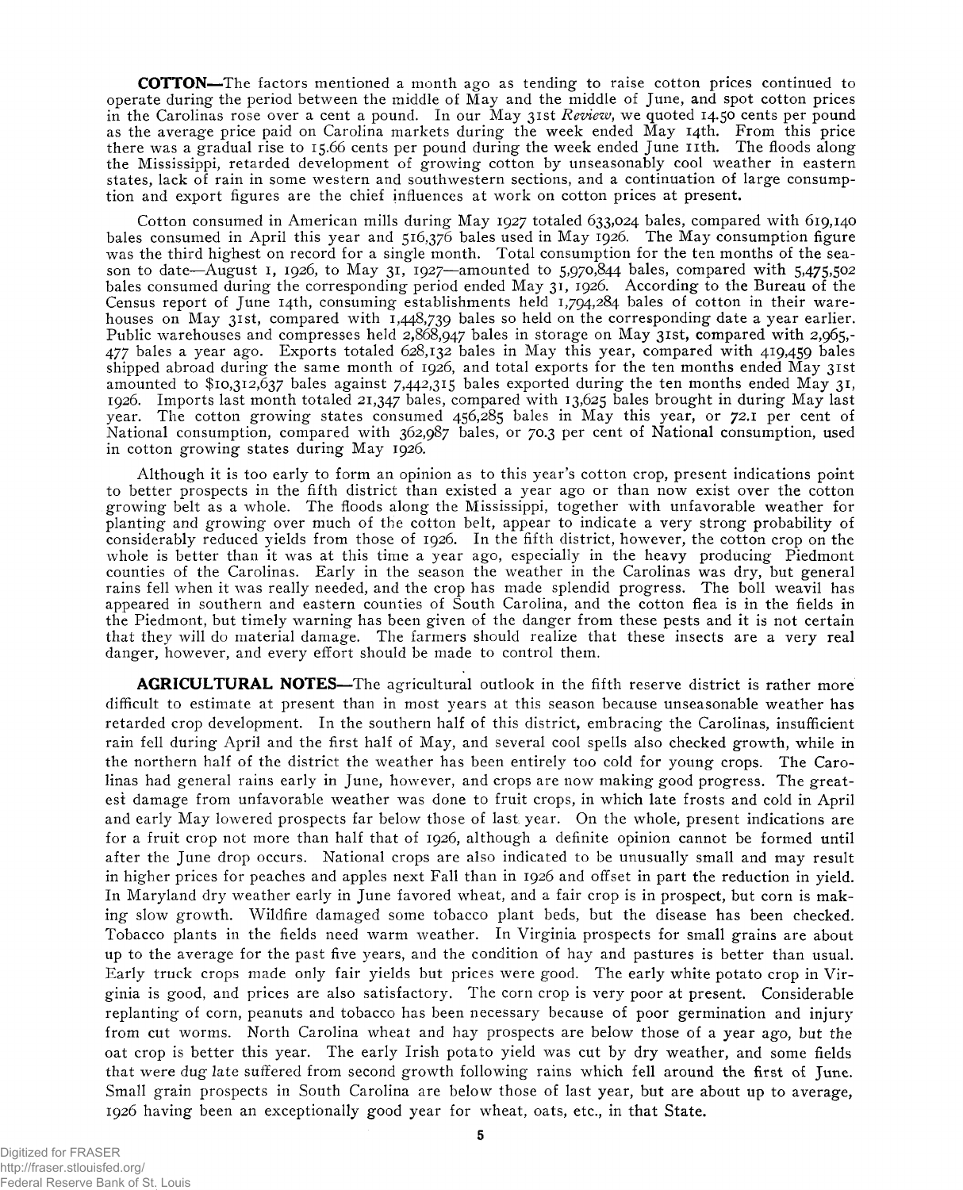**COTTON**—The factors mentioned a month ago as tending to raise cotton prices continued to operate during the period between the middle of May and the middle of June, and spot cotton prices in the Carolinas rose over a cent a pound. In our May 31st *Review*, we quoted 14.50 cents per pound as the average price paid on Carolina markets during the week ended May 14th. From this price there was a gradual rise to 15.66 cents per pound during the week ended June 11th. The floods along the Mississippi, retarded development of growing cotton by unseasonably cool weather in eastern states, lack of rain in some western and southwestern sections, and a continuation of large consumption and export figures are the chief influences at work on cotton prices at present.

Cotton consumed in American mills during May 1927 totaled 633,024 bales, compared with 619,140 bales consumed in April this year and 516,376 bales used in May 1926. The May consumption figure was the third highest on record for a single month. Total consumption for the ten months of the season to date—August 1, 1926, to May 31, 1927—amounted to 5,970,844 bales, compared with 5,475,502 bales consumed during the corresponding period ended May 31, 1926. According to the Bureau of the Census report of June 14th, consuming establishments held 1,794,284 bales of cotton in their warehouses on May 31st, compared with 1,448,739 bales so held on the corresponding date a year earlier. Public warehouses and compresses held 2,868,947 bales in storage on May 31st, compared with 2,965,-477 bales a year ago. Exports totaled 628,132 bales in May this year, compared with 419,459 bales shipped abroad during the same month of 1926, and total exports for the ten months ended May 31st amounted to $10,312,637 bales against 7,442,315 bales exported during the ten months ended May 31, 1926. Imports last month totaled 21,347 bales, compared with 13,625 bales brought in during May last year. The cotton growing states consumed 456,285 bales in May this year, or 72.1 per cent of National consumption, compared with 362,987 bales, or 70.3 per cent of National consumption, used in cotton growing states during May 1926.

Although it is too early to form an opinion as to this year's cotton crop, present indications point to better prospects in the fifth district than existed a year ago or than now exist over the cotton growing belt as a whole. The floods along the Mississippi, together with unfavorable weather for planting and growing over much of the cotton belt, appear to indicate a very strong probability of considerably reduced yields from those of 1926. In the fifth district, however, the cotton crop on the whole is better than it was at this time a year ago, especially in the heavy producing Piedmont counties of the Carolinas. Early in the season the weather in the Carolinas was dry, but general rains fell when it was really needed, and the crop has made splendid progress. The boll weavil has appeared in southern and eastern counties of South Carolina, and the cotton flea is in the fields in the Piedmont, but timely warning has been given of the danger from these pests and it is not certain that they will do material damage. The farmers should realize that these insects are a very real danger, however, and every effort should be made to control them.

**AGRICULTURAL NOTES**—The agricultural outlook in the fifth reserve district is rather more difficult to estimate at present than in most years at this season because unseasonable weather has retarded crop development. In the southern half of this district, embracing the Carolinas, insufficient rain fell during April and the first half of May, and several cool spells also checked growth, while in the northern half of the district the weather has been entirely too cold for young crops. The Carolinas had general rains early in June, however, and crops are now making good progress. The greatest damage from unfavorable weather was done to fruit crops, in which late frosts and cold in April and early May lowered prospects far below those of last year. On the whole, present indications are for a fruit crop not more than half that of 1926, although a definite opinion cannot be formed until after the June drop occurs. National crops are also indicated to be unusually small and may result in higher prices for peaches and apples next Fall than in 1926 and offset in part the reduction in yield. In Maryland dry weather early in June favored wheat, and a fair crop is in prospect, but corn is making slow growth. Wildfire damaged some tobacco plant beds, but the disease has been checked. Tobacco plants in the fields need warm weather. In Virginia prospects for small grains are about up to the average for the past five years, and the condition of hay and pastures is better than usual. Early truck crops made only fair yields but prices were good. The early white potato crop in Virginia is good, and prices are also satisfactory. The corn crop is very poor at present. Considerable replanting of corn, peanuts and tobacco has been necessary because of poor germination and injury from cut worms. North Carolina wheat and hay prospects are below those of a year ago, but the oat crop is better this year. The early Irish potato yield was cut by dry weather, and some fields that were dug late suffered from second growth following rains which fell around the first of June. Small grain prospects in South Carolina are below those of last year, but are about up to average, 1926 having been an exceptionally good year for wheat, oats, etc., in that State.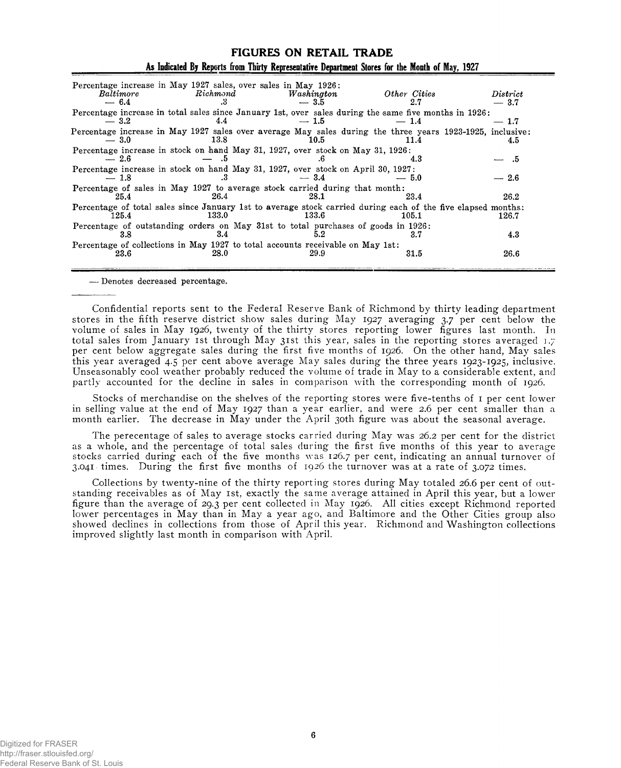## FIGURES ON RETAIL TRADE

### As Indicated By Reports from Thirty Representative Department Stores for the Month of May, 1927

| | *Baltimore* | *Richmond* | *Washington* | *Other Cities* | *District* |
|---|---|---|---|---|---|
| Percentage increase in May 1927 sales, over sales in May 1926: | — 6.4 | .3 | — 3.5 | 2.7 | — 3.7 |
| Percentage increase in total sales since January 1st, over sales during the same five months in 1926: | — 3.2 | 4.4 | — 1.5 | — 1.4 | — 1.7 |
| Percentage increase in May 1927 sales over average May sales during the three years 1923-1925, inclusive: | — 3.0 | 13.8 | 10.5 | 11.4 | 4.5 |
| Percentage increase in stock on hand May 31, 1927, over stock on May 31, 1926: | — 2.6 | — .5 | .6 | 4.3 | — .5 |
| Percentage increase in stock on hand May 31, 1927, over stock on April 30, 1927: | — 1.8 | .3 | — 3.4 | — 5.0 | — 2.6 |
| Percentage of sales in May 1927 to average stock carried during that month: | 25.4 | 26.4 | 28.1 | 23.4 | 26.2 |
| Percentage of total sales since January 1st to average stock carried during each of the five elapsed months: | 125.4 | 133.0 | 133.6 | 105.1 | 126.7 |
| Percentage of outstanding orders on May 31st to total purchases of goods in 1926: | 3.8 | 3.4 | 5.2 | 3.7 | 4.3 |
| Percentage of collections in May 1927 to total accounts receivable on May 1st: | 23.6 | 28.0 | 29.9 | 31.5 | 26.6 |

— Denotes decreased percentage.

Confidential reports sent to the Federal Reserve Bank of Richmond by thirty leading department stores in the fifth reserve district show sales during May 1927 averaging 3.7 per cent below the volume of sales in May 1926, twenty of the thirty stores reporting lower figures last month. In total sales from January 1st through May 31st this year, sales in the reporting stores averaged 1.7 per cent below aggregate sales during the first five months of 1926. On the other hand, May sales this year averaged 4.5 per cent above average May sales during the three years 1923-1925, inclusive. Unseasonably cool weather probably reduced the volume of trade in May to a considerable extent, and partly accounted for the decline in sales in comparison with the corresponding month of 1926.

Stocks of merchandise on the shelves of the reporting stores were five-tenths of 1 per cent lower in selling value at the end of May 1927 than a year earlier, and were 2.6 per cent smaller than a month earlier. The decrease in May under the April 30th figure was about the seasonal average.

The perecentage of sales to average stocks carried during May was 26.2 per cent for the district as a whole, and the percentage of total sales during the first five months of this year to average stocks carried during each of the five months was 126.7 per cent, indicating an annual turnover of 3.041 times. During the first five months of 1926 the turnover was at a rate of 3.072 times.

Collections by twenty-nine of the thirty reporting stores during May totaled 26.6 per cent of outstanding receivables as of May 1st, exactly the same average attained in April this year, but a lower figure than the average of 29.3 per cent collected in May 1926. All cities except Richmond reported lower percentages in May than in May a year ago, and Baltimore and the Other Cities group also showed declines in collections from those of April this year. Richmond and Washington collections improved slightly last month in comparison with April.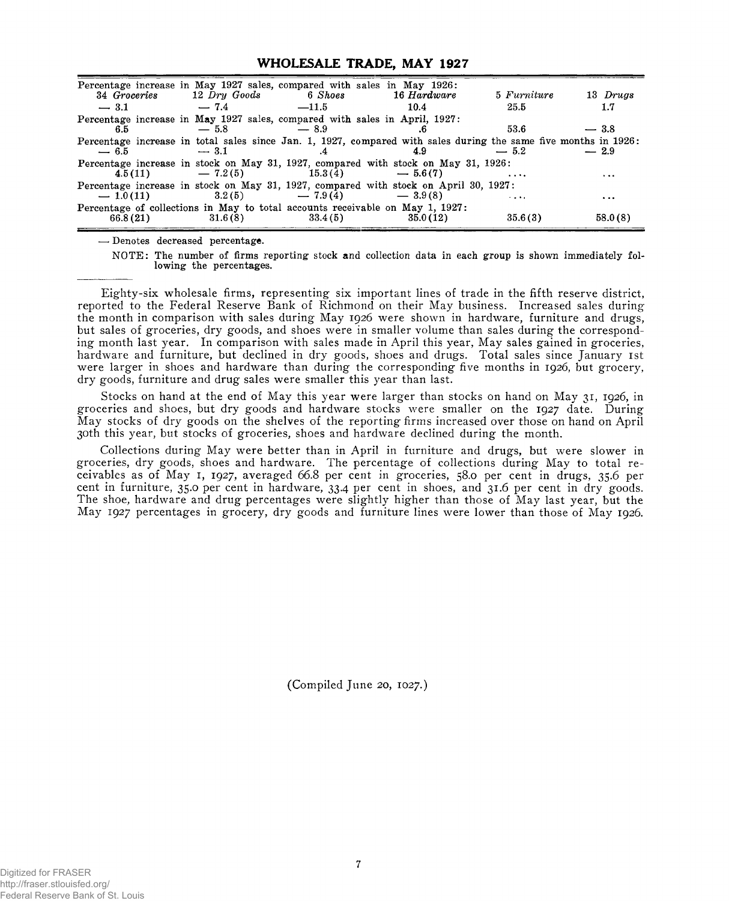## WHOLESALE TRADE, MAY 1927

| 34 *Groceries* | 12 *Dry Goods* | 6 *Shoes* | 16 *Hardware* | 5 *Furniture* | 13 *Drugs* |
|---|---|---|---|---|---|
| Percentage increase in May 1927 sales, compared with sales in May 1926: | | | | | |
| — 3.1 | — 7.4 | —11.5 | 10.4 | 25.5 | 1.7 |
| Percentage increase in May 1927 sales, compared with sales in April, 1927: | | | | | |
| 6.5 | — 5.8 | — 8.9 | .6 | 53.6 | — 3.8 |
| Percentage increase in total sales since Jan. 1, 1927, compared with sales during the same five months in 1926: | | | | | |
| — 6.5 | — 3.1 | .4 | 4.9 | — 5.2 | — 2.9 |
| Percentage increase in stock on May 31, 1927, compared with stock on May 31, 1926: | | | | | |
| 4.5(11) | — 7.2(5) | 15.3(4) | — 5.6(7) | .... | ... |
| Percentage increase in stock on May 31, 1927, compared with stock on April 30, 1927: | | | | | |
| — 1.0(11) | 3.2(5) | — 7.9(4) | — 3.9(8) | .... | ... |
| Percentage of collections in May to total accounts receivable on May 1, 1927: | | | | | |
| 66.8(21) | 31.6(8) | 33.4(5) | 35.0(12) | 35.6(3) | 58.0(8) |

— Denotes decreased percentage.

NOTE: The number of firms reporting stock and collection data in each group is shown immediately following the percentages.

Eighty-six wholesale firms, representing six important lines of trade in the fifth reserve district, reported to the Federal Reserve Bank of Richmond on their May business. Increased sales during the month in comparison with sales during May 1926 were shown in hardware, furniture and drugs, but sales of groceries, dry goods, and shoes were in smaller volume than sales during the corresponding month last year. In comparison with sales made in April this year, May sales gained in groceries, hardware and furniture, but declined in dry goods, shoes and drugs. Total sales since January 1st were larger in shoes and hardware than during the corresponding five months in 1926, but grocery, dry goods, furniture and drug sales were smaller this year than last.

Stocks on hand at the end of May this year were larger than stocks on hand on May 31, 1926, in groceries and shoes, but dry goods and hardware stocks were smaller on the 1927 date. During May stocks of dry goods on the shelves of the reporting firms increased over those on hand on April 30th this year, but stocks of groceries, shoes and hardware declined during the month.

Collections during May were better than in April in furniture and drugs, but were slower in groceries, dry goods, shoes and hardware. The percentage of collections during May to total receivables as of May 1, 1927, averaged 66.8 per cent in groceries, 58.0 per cent in drugs, 35.6 per cent in furniture, 35.0 per cent in hardware, 33.4 per cent in shoes, and 31.6 per cent in dry goods. The shoe, hardware and drug percentages were slightly higher than those of May last year, but the May 1927 percentages in grocery, dry goods and furniture lines were lower than those of May 1926.

(Compiled June 20, 1027.)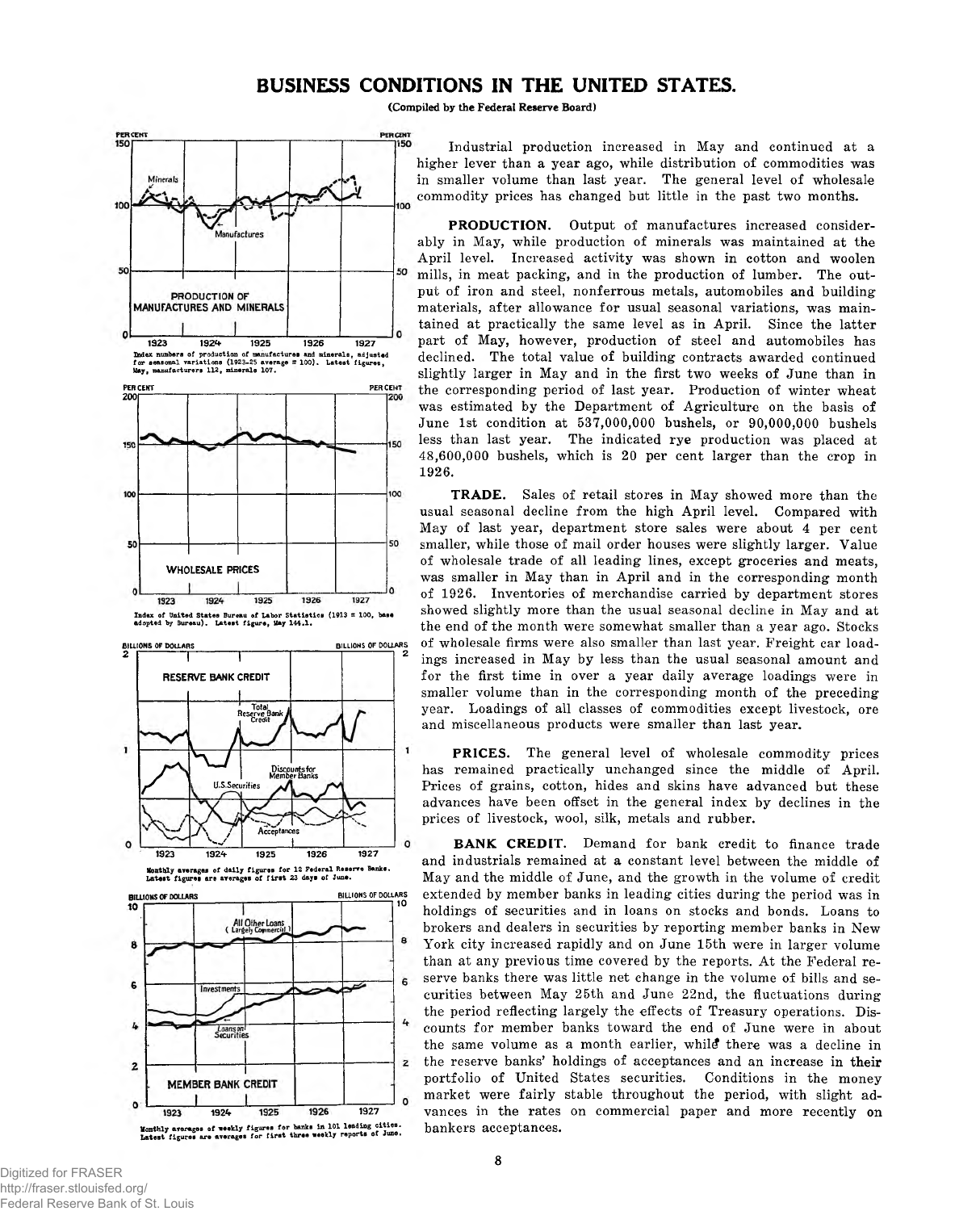# BUSINESS CONDITIONS IN THE UNITED STATES.

(Compiled by the Federal Reserve Board)

PER CENT
150
100
50
0
Minerals
Manufactures
PRODUCTION OF MANUFACTURES AND MINERALS
1923 1924 1925 1926 1927

Index numbers of production of manufactures and minerals, adjusted for seasonal variations (1923-25 average = 100). Latest figures, May, manufacturers 112, minerals 107.

PER CENT
200
150
100
50
0
WHOLESALE PRICES
1923 1924 1925 1926 1927

Index of United States Bureau of Labor Statistics (1913 = 100, base adopted by Bureau). Latest figure, May 144.1.

BILLIONS OF DOLLARS
2
1
0
RESERVE BANK CREDIT
Total Reserve Bank Credit
Discounts for Member Banks
U.S.Securities
Acceptances
1923 1924 1925 1926 1927

Monthly averages of daily figures for 12 Federal Reserve Banks. Latest figures are averages of first 23 days of June.

BILLIONS OF DOLLARS
10
8
6
4
2
0
All Other Loans (Largely Commercial)
Investments
Loans on Securities
MEMBER BANK CREDIT
1923 1924 1925 1926 1927

Monthly averages of weekly figures for banks in 101 leading cities. Latest figures are averages for first three weekly reports of June.

Industrial production increased in May and continued at a higher lever than a year ago, while distribution of commodities was in smaller volume than last year. The general level of wholesale commodity prices has changed but little in the past two months.

**PRODUCTION.** Output of manufactures increased considerably in May, while production of minerals was maintained at the April level. Increased activity was shown in cotton and woolen mills, in meat packing, and in the production of lumber. The output of iron and steel, nonferrous metals, automobiles and building materials, after allowance for usual seasonal variations, was maintained at practically the same level as in April. Since the latter part of May, however, production of steel and automobiles has declined. The total value of building contracts awarded continued slightly larger in May and in the first two weeks of June than in the corresponding period of last year. Production of winter wheat was estimated by the Department of Agriculture on the basis of June 1st condition at 537,000,000 bushels, or 90,000,000 bushels less than last year. The indicated rye production was placed at 48,600,000 bushels, which is 20 per cent larger than the crop in 1926.

**TRADE.** Sales of retail stores in May showed more than the usual seasonal decline from the high April level. Compared with May of last year, department store sales were about 4 per cent smaller, while those of mail order houses were slightly larger. Value of wholesale trade of all leading lines, except groceries and meats, was smaller in May than in April and in the corresponding month of 1926. Inventories of merchandise carried by department stores showed slightly more than the usual seasonal decline in May and at the end of the month were somewhat smaller than a year ago. Stocks of wholesale firms were also smaller than last year. Freight car loadings increased in May by less than the usual seasonal amount and for the first time in over a year daily average loadings were in smaller volume than in the corresponding month of the preceding year. Loadings of all classes of commodities except livestock, ore and miscellaneous products were smaller than last year.

**PRICES.** The general level of wholesale commodity prices has remained practically unchanged since the middle of April. Prices of grains, cotton, hides and skins have advanced but these advances have been offset in the general index by declines in the prices of livestock, wool, silk, metals and rubber.

**BANK CREDIT.** Demand for bank credit to finance trade and industrials remained at a constant level between the middle of May and the middle of June, and the growth in the volume of credit extended by member banks in leading cities during the period was in holdings of securities and in loans on stocks and bonds. Loans to brokers and dealers in securities by reporting member banks in New York city increased rapidly and on June 15th were in larger volume than at any previous time covered by the reports. At the Federal reserve banks there was little net change in the volume of bills and securities between May 25th and June 22nd, the fluctuations during the period reflecting largely the effects of Treasury operations. Discounts for member banks toward the end of June were in about the same volume as a month earlier, while there was a decline in the reserve banks' holdings of acceptances and an increase in their portfolio of United States securities. Conditions in the money market were fairly stable throughout the period, with slight advances in the rates on commercial paper and more recently on bankers acceptances.